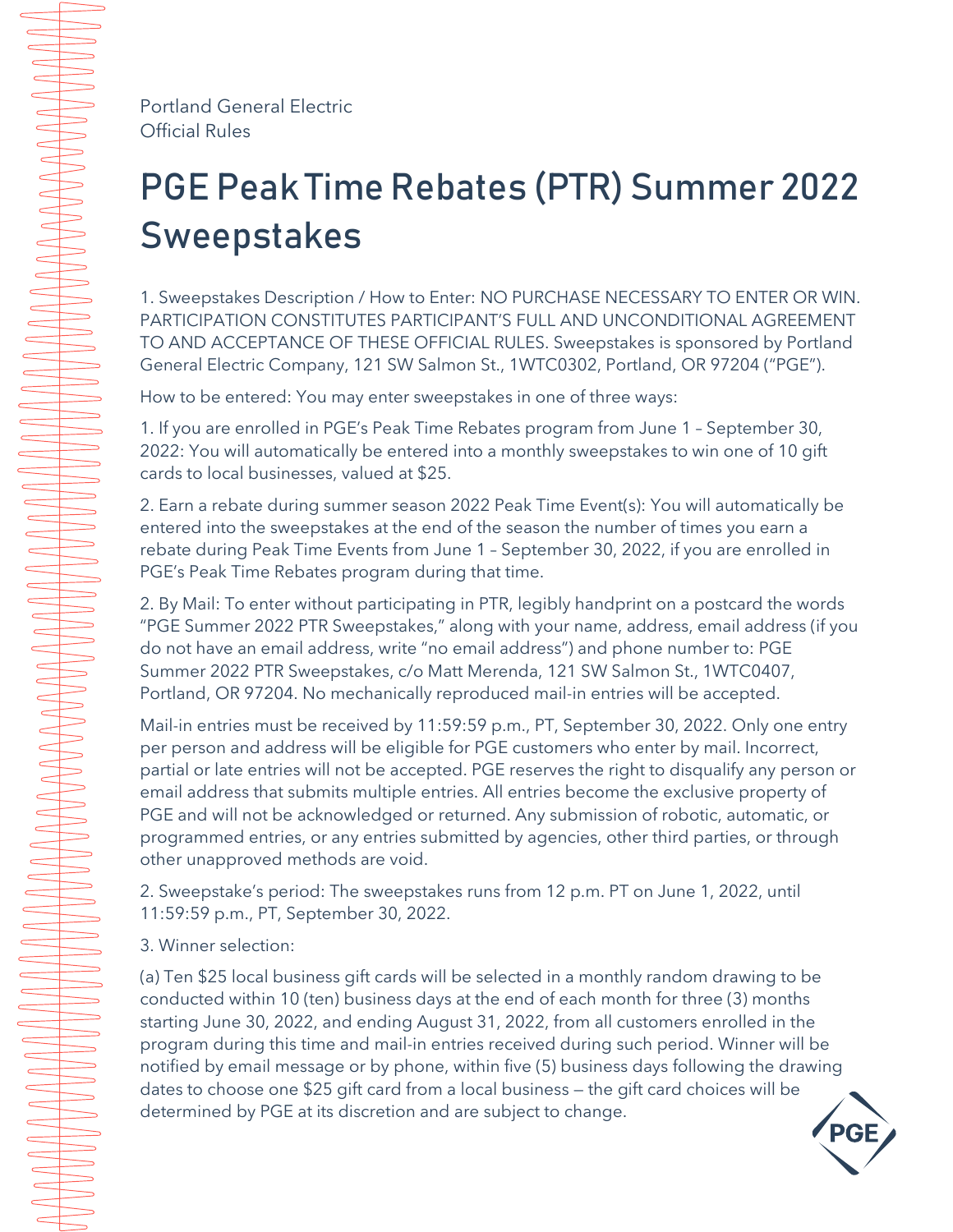Portland General Electric
Official Rules

# PGE Peak Time Rebates (PTR) Summer 2022 Sweepstakes

1. Sweepstakes Description / How to Enter: NO PURCHASE NECESSARY TO ENTER OR WIN. PARTICIPATION CONSTITUTES PARTICIPANT'S FULL AND UNCONDITIONAL AGREEMENT TO AND ACCEPTANCE OF THESE OFFICIAL RULES. Sweepstakes is sponsored by Portland General Electric Company, 121 SW Salmon St., 1WTC0302, Portland, OR 97204 ("PGE").

How to be entered: You may enter sweepstakes in one of three ways:

1. If you are enrolled in PGE's Peak Time Rebates program from June 1 – September 30, 2022: You will automatically be entered into a monthly sweepstakes to win one of 10 gift cards to local businesses, valued at $25.

2. Earn a rebate during summer season 2022 Peak Time Event(s): You will automatically be entered into the sweepstakes at the end of the season the number of times you earn a rebate during Peak Time Events from June 1 – September 30, 2022, if you are enrolled in PGE's Peak Time Rebates program during that time.

2. By Mail: To enter without participating in PTR, legibly handprint on a postcard the words "PGE Summer 2022 PTR Sweepstakes," along with your name, address, email address (if you do not have an email address, write "no email address") and phone number to: PGE Summer 2022 PTR Sweepstakes, c/o Matt Merenda, 121 SW Salmon St., 1WTC0407, Portland, OR 97204. No mechanically reproduced mail-in entries will be accepted.

Mail-in entries must be received by 11:59:59 p.m., PT, September 30, 2022. Only one entry per person and address will be eligible for PGE customers who enter by mail. Incorrect, partial or late entries will not be accepted. PGE reserves the right to disqualify any person or email address that submits multiple entries. All entries become the exclusive property of PGE and will not be acknowledged or returned. Any submission of robotic, automatic, or programmed entries, or any entries submitted by agencies, other third parties, or through other unapproved methods are void.

2. Sweepstake's period: The sweepstakes runs from 12 p.m. PT on June 1, 2022, until 11:59:59 p.m., PT, September 30, 2022.

3. Winner selection:

(a) Ten $25 local business gift cards will be selected in a monthly random drawing to be conducted within 10 (ten) business days at the end of each month for three (3) months starting June 30, 2022, and ending August 31, 2022, from all customers enrolled in the program during this time and mail-in entries received during such period. Winner will be notified by email message or by phone, within five (5) business days following the drawing dates to choose one $25 gift card from a local business — the gift card choices will be determined by PGE at its discretion and are subject to change.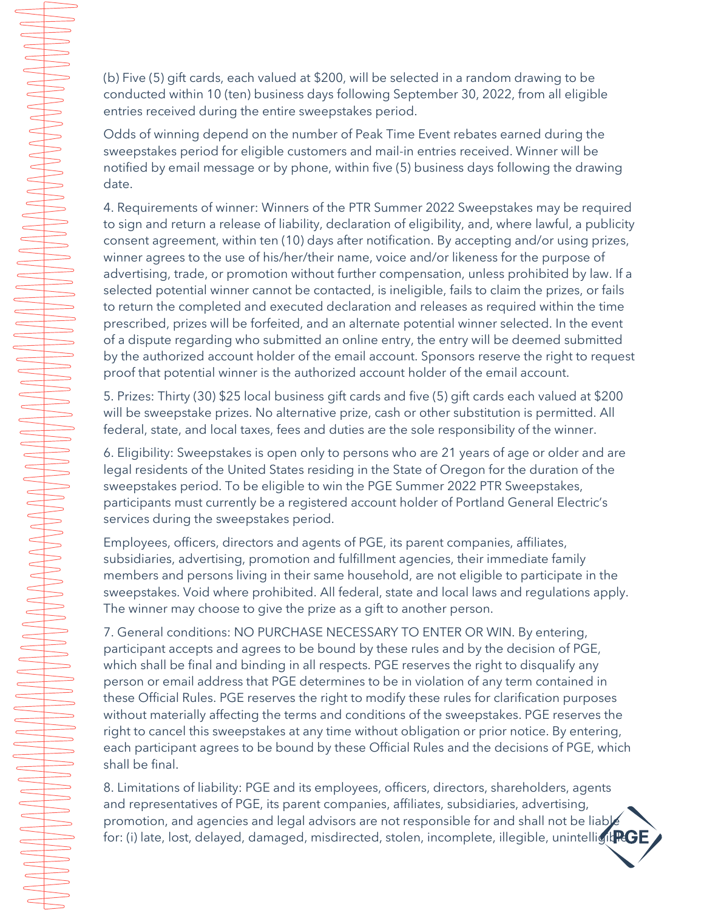(b) Five (5) gift cards, each valued at $200, will be selected in a random drawing to be conducted within 10 (ten) business days following September 30, 2022, from all eligible entries received during the entire sweepstakes period.

Odds of winning depend on the number of Peak Time Event rebates earned during the sweepstakes period for eligible customers and mail-in entries received. Winner will be notified by email message or by phone, within five (5) business days following the drawing date.

4. Requirements of winner: Winners of the PTR Summer 2022 Sweepstakes may be required to sign and return a release of liability, declaration of eligibility, and, where lawful, a publicity consent agreement, within ten (10) days after notification. By accepting and/or using prizes, winner agrees to the use of his/her/their name, voice and/or likeness for the purpose of advertising, trade, or promotion without further compensation, unless prohibited by law. If a selected potential winner cannot be contacted, is ineligible, fails to claim the prizes, or fails to return the completed and executed declaration and releases as required within the time prescribed, prizes will be forfeited, and an alternate potential winner selected. In the event of a dispute regarding who submitted an online entry, the entry will be deemed submitted by the authorized account holder of the email account. Sponsors reserve the right to request proof that potential winner is the authorized account holder of the email account.

5. Prizes: Thirty (30) $25 local business gift cards and five (5) gift cards each valued at $200 will be sweepstake prizes. No alternative prize, cash or other substitution is permitted. All federal, state, and local taxes, fees and duties are the sole responsibility of the winner.

6. Eligibility: Sweepstakes is open only to persons who are 21 years of age or older and are legal residents of the United States residing in the State of Oregon for the duration of the sweepstakes period. To be eligible to win the PGE Summer 2022 PTR Sweepstakes, participants must currently be a registered account holder of Portland General Electric's services during the sweepstakes period.

Employees, officers, directors and agents of PGE, its parent companies, affiliates, subsidiaries, advertising, promotion and fulfillment agencies, their immediate family members and persons living in their same household, are not eligible to participate in the sweepstakes. Void where prohibited. All federal, state and local laws and regulations apply. The winner may choose to give the prize as a gift to another person.

7. General conditions: NO PURCHASE NECESSARY TO ENTER OR WIN. By entering, participant accepts and agrees to be bound by these rules and by the decision of PGE, which shall be final and binding in all respects. PGE reserves the right to disqualify any person or email address that PGE determines to be in violation of any term contained in these Official Rules. PGE reserves the right to modify these rules for clarification purposes without materially affecting the terms and conditions of the sweepstakes. PGE reserves the right to cancel this sweepstakes at any time without obligation or prior notice. By entering, each participant agrees to be bound by these Official Rules and the decisions of PGE, which shall be final.

8. Limitations of liability: PGE and its employees, officers, directors, shareholders, agents and representatives of PGE, its parent companies, affiliates, subsidiaries, advertising, promotion, and agencies and legal advisors are not responsible for and shall not be liable for: (i) late, lost, delayed, damaged, misdirected, stolen, incomplete, illegible, unintelligible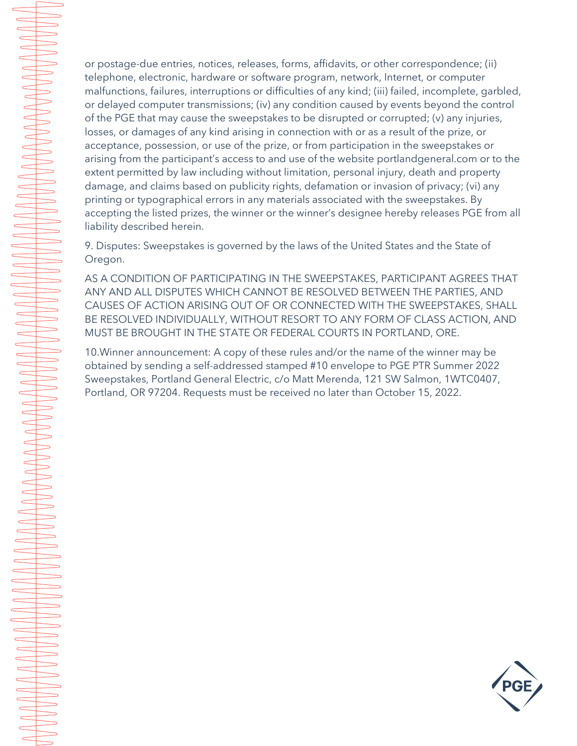or postage-due entries, notices, releases, forms, affidavits, or other correspondence; (ii) telephone, electronic, hardware or software program, network, Internet, or computer malfunctions, failures, interruptions or difficulties of any kind; (iii) failed, incomplete, garbled, or delayed computer transmissions; (iv) any condition caused by events beyond the control of the PGE that may cause the sweepstakes to be disrupted or corrupted; (v) any injuries, losses, or damages of any kind arising in connection with or as a result of the prize, or acceptance, possession, or use of the prize, or from participation in the sweepstakes or arising from the participant's access to and use of the website portlandgeneral.com or to the extent permitted by law including without limitation, personal injury, death and property damage, and claims based on publicity rights, defamation or invasion of privacy; (vi) any printing or typographical errors in any materials associated with the sweepstakes. By accepting the listed prizes, the winner or the winner's designee hereby releases PGE from all liability described herein.

9. Disputes: Sweepstakes is governed by the laws of the United States and the State of Oregon.

AS A CONDITION OF PARTICIPATING IN THE SWEEPSTAKES, PARTICIPANT AGREES THAT ANY AND ALL DISPUTES WHICH CANNOT BE RESOLVED BETWEEN THE PARTIES, AND CAUSES OF ACTION ARISING OUT OF OR CONNECTED WITH THE SWEEPSTAKES, SHALL BE RESOLVED INDIVIDUALLY, WITHOUT RESORT TO ANY FORM OF CLASS ACTION, AND MUST BE BROUGHT IN THE STATE OR FEDERAL COURTS IN PORTLAND, ORE.

10.Winner announcement: A copy of these rules and/or the name of the winner may be obtained by sending a self-addressed stamped #10 envelope to PGE PTR Summer 2022 Sweepstakes, Portland General Electric, c/o Matt Merenda, 121 SW Salmon, 1WTC0407, Portland, OR 97204. Requests must be received no later than October 15, 2022.